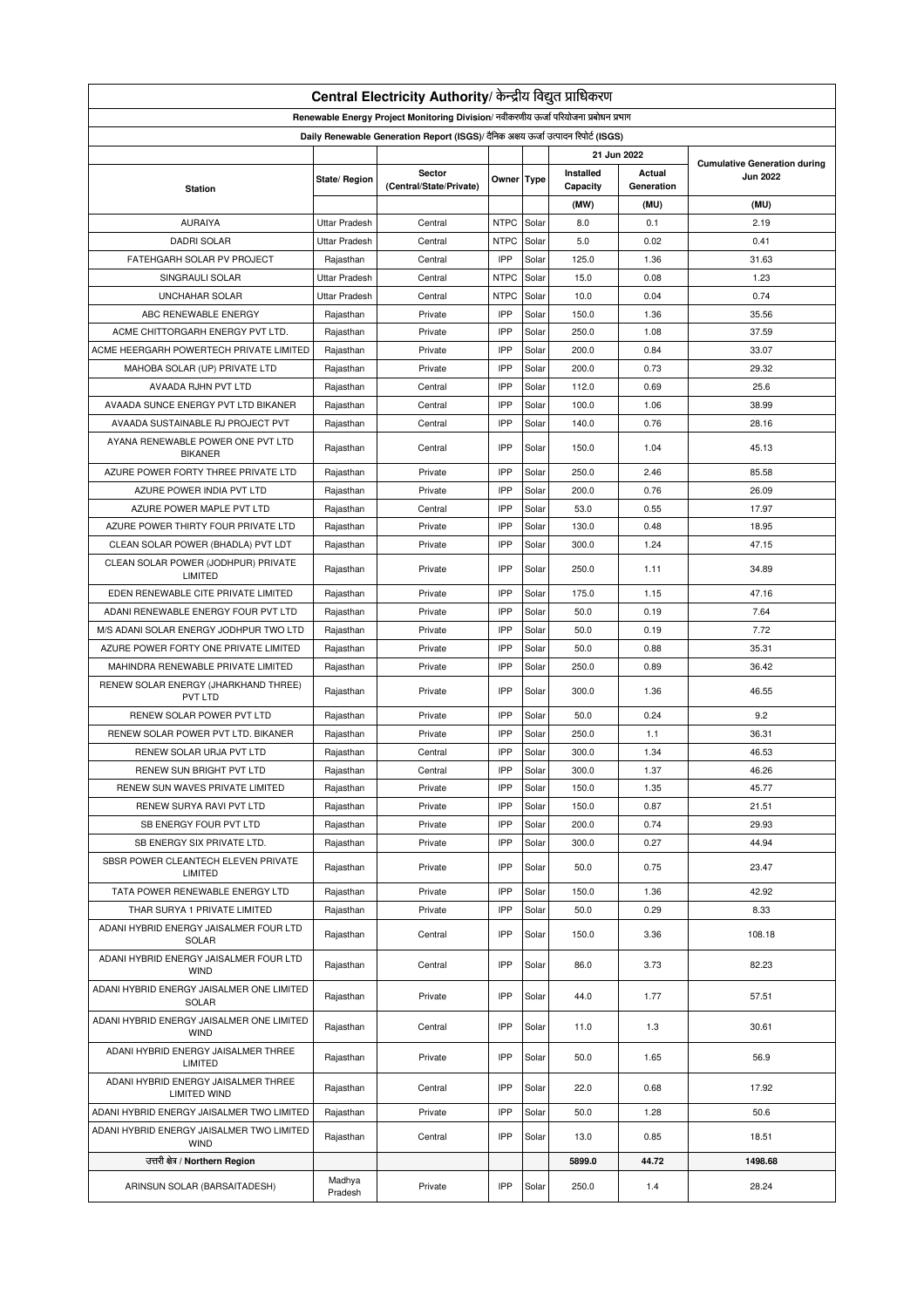# Central Electricity Authority/ केन्द्रीय विद्युत प्राधिकरण

## Renewable Energy Project Monitoring Division/ नवीकरणीय ऊर्जा परियोजना प्रबोधन प्रभाग

### Daily Renewable Generation Report (ISGS)/ दैनिक अक्षय ऊर्जा उत्पादन रिपोर्ट (ISGS)

| Station | State/ Region | Sector (Central/State/Private) | Owner | Type | 21 Jun 2022 | | Cumulative Generation during Jun 2022 |
|---|---|---|---|---|---|---|---|
| | | | | | Installed Capacity | Actual Generation | |
| | | | | | (MW) | (MU) | (MU) |
| AURAIYA | Uttar Pradesh | Central | NTPC | Solar | 8.0 | 0.1 | 2.19 |
| DADRI SOLAR | Uttar Pradesh | Central | NTPC | Solar | 5.0 | 0.02 | 0.41 |
| FATEHGARH SOLAR PV PROJECT | Rajasthan | Central | IPP | Solar | 125.0 | 1.36 | 31.63 |
| SINGRAULI SOLAR | Uttar Pradesh | Central | NTPC | Solar | 15.0 | 0.08 | 1.23 |
| UNCHAHAR SOLAR | Uttar Pradesh | Central | NTPC | Solar | 10.0 | 0.04 | 0.74 |
| ABC RENEWABLE ENERGY | Rajasthan | Private | IPP | Solar | 150.0 | 1.36 | 35.56 |
| ACME CHITTORGARH ENERGY PVT LTD. | Rajasthan | Private | IPP | Solar | 250.0 | 1.08 | 37.59 |
| ACME HEERGARH POWERTECH PRIVATE LIMITED | Rajasthan | Private | IPP | Solar | 200.0 | 0.84 | 33.07 |
| MAHOBA SOLAR (UP) PRIVATE LTD | Rajasthan | Private | IPP | Solar | 200.0 | 0.73 | 29.32 |
| AVAADA RJHN PVT LTD | Rajasthan | Central | IPP | Solar | 112.0 | 0.69 | 25.6 |
| AVAADA SUNCE ENERGY PVT LTD BIKANER | Rajasthan | Central | IPP | Solar | 100.0 | 1.06 | 38.99 |
| AVAADA SUSTAINABLE RJ PROJECT PVT | Rajasthan | Central | IPP | Solar | 140.0 | 0.76 | 28.16 |
| AYANA RENEWABLE POWER ONE PVT LTD BIKANER | Rajasthan | Central | IPP | Solar | 150.0 | 1.04 | 45.13 |
| AZURE POWER FORTY THREE PRIVATE LTD | Rajasthan | Private | IPP | Solar | 250.0 | 2.46 | 85.58 |
| AZURE POWER INDIA PVT LTD | Rajasthan | Private | IPP | Solar | 200.0 | 0.76 | 26.09 |
| AZURE POWER MAPLE PVT LTD | Rajasthan | Central | IPP | Solar | 53.0 | 0.55 | 17.97 |
| AZURE POWER THIRTY FOUR PRIVATE LTD | Rajasthan | Private | IPP | Solar | 130.0 | 0.48 | 18.95 |
| CLEAN SOLAR POWER (BHADLA) PVT LDT | Rajasthan | Private | IPP | Solar | 300.0 | 1.24 | 47.15 |
| CLEAN SOLAR POWER (JODHPUR) PRIVATE LIMITED | Rajasthan | Private | IPP | Solar | 250.0 | 1.11 | 34.89 |
| EDEN RENEWABLE CITE PRIVATE LIMITED | Rajasthan | Private | IPP | Solar | 175.0 | 1.15 | 47.16 |
| ADANI RENEWABLE ENERGY FOUR PVT LTD | Rajasthan | Private | IPP | Solar | 50.0 | 0.19 | 7.64 |
| M/S ADANI SOLAR ENERGY JODHPUR TWO LTD | Rajasthan | Private | IPP | Solar | 50.0 | 0.19 | 7.72 |
| AZURE POWER FORTY ONE PRIVATE LIMITED | Rajasthan | Private | IPP | Solar | 50.0 | 0.88 | 35.31 |
| MAHINDRA RENEWABLE PRIVATE LIMITED | Rajasthan | Private | IPP | Solar | 250.0 | 0.89 | 36.42 |
| RENEW SOLAR ENERGY (JHARKHAND THREE) PVT LTD | Rajasthan | Private | IPP | Solar | 300.0 | 1.36 | 46.55 |
| RENEW SOLAR POWER PVT LTD | Rajasthan | Private | IPP | Solar | 50.0 | 0.24 | 9.2 |
| RENEW SOLAR POWER PVT LTD. BIKANER | Rajasthan | Private | IPP | Solar | 250.0 | 1.1 | 36.31 |
| RENEW SOLAR URJA PVT LTD | Rajasthan | Central | IPP | Solar | 300.0 | 1.34 | 46.53 |
| RENEW SUN BRIGHT PVT LTD | Rajasthan | Central | IPP | Solar | 300.0 | 1.37 | 46.26 |
| RENEW SUN WAVES PRIVATE LIMITED | Rajasthan | Private | IPP | Solar | 150.0 | 1.35 | 45.77 |
| RENEW SURYA RAVI PVT LTD | Rajasthan | Private | IPP | Solar | 150.0 | 0.87 | 21.51 |
| SB ENERGY FOUR PVT LTD | Rajasthan | Private | IPP | Solar | 200.0 | 0.74 | 29.93 |
| SB ENERGY SIX PRIVATE LTD. | Rajasthan | Private | IPP | Solar | 300.0 | 0.27 | 44.94 |
| SBSR POWER CLEANTECH ELEVEN PRIVATE LIMITED | Rajasthan | Private | IPP | Solar | 50.0 | 0.75 | 23.47 |
| TATA POWER RENEWABLE ENERGY LTD | Rajasthan | Private | IPP | Solar | 150.0 | 1.36 | 42.92 |
| THAR SURYA 1 PRIVATE LIMITED | Rajasthan | Private | IPP | Solar | 50.0 | 0.29 | 8.33 |
| ADANI HYBRID ENERGY JAISALMER FOUR LTD SOLAR | Rajasthan | Central | IPP | Solar | 150.0 | 3.36 | 108.18 |
| ADANI HYBRID ENERGY JAISALMER FOUR LTD WIND | Rajasthan | Central | IPP | Solar | 86.0 | 3.73 | 82.23 |
| ADANI HYBRID ENERGY JAISALMER ONE LIMITED SOLAR | Rajasthan | Private | IPP | Solar | 44.0 | 1.77 | 57.51 |
| ADANI HYBRID ENERGY JAISALMER ONE LIMITED WIND | Rajasthan | Central | IPP | Solar | 11.0 | 1.3 | 30.61 |
| ADANI HYBRID ENERGY JAISALMER THREE LIMITED | Rajasthan | Private | IPP | Solar | 50.0 | 1.65 | 56.9 |
| ADANI HYBRID ENERGY JAISALMER THREE LIMITED WIND | Rajasthan | Central | IPP | Solar | 22.0 | 0.68 | 17.92 |
| ADANI HYBRID ENERGY JAISALMER TWO LIMITED | Rajasthan | Private | IPP | Solar | 50.0 | 1.28 | 50.6 |
| ADANI HYBRID ENERGY JAISALMER TWO LIMITED WIND | Rajasthan | Central | IPP | Solar | 13.0 | 0.85 | 18.51 |
| उत्तरी क्षेत्र / Northern Region | | | | | 5899.0 | 44.72 | 1498.68 |
| ARINSUN SOLAR (BARSAITADESH) | Madhya Pradesh | Private | IPP | Solar | 250.0 | 1.4 | 28.24 |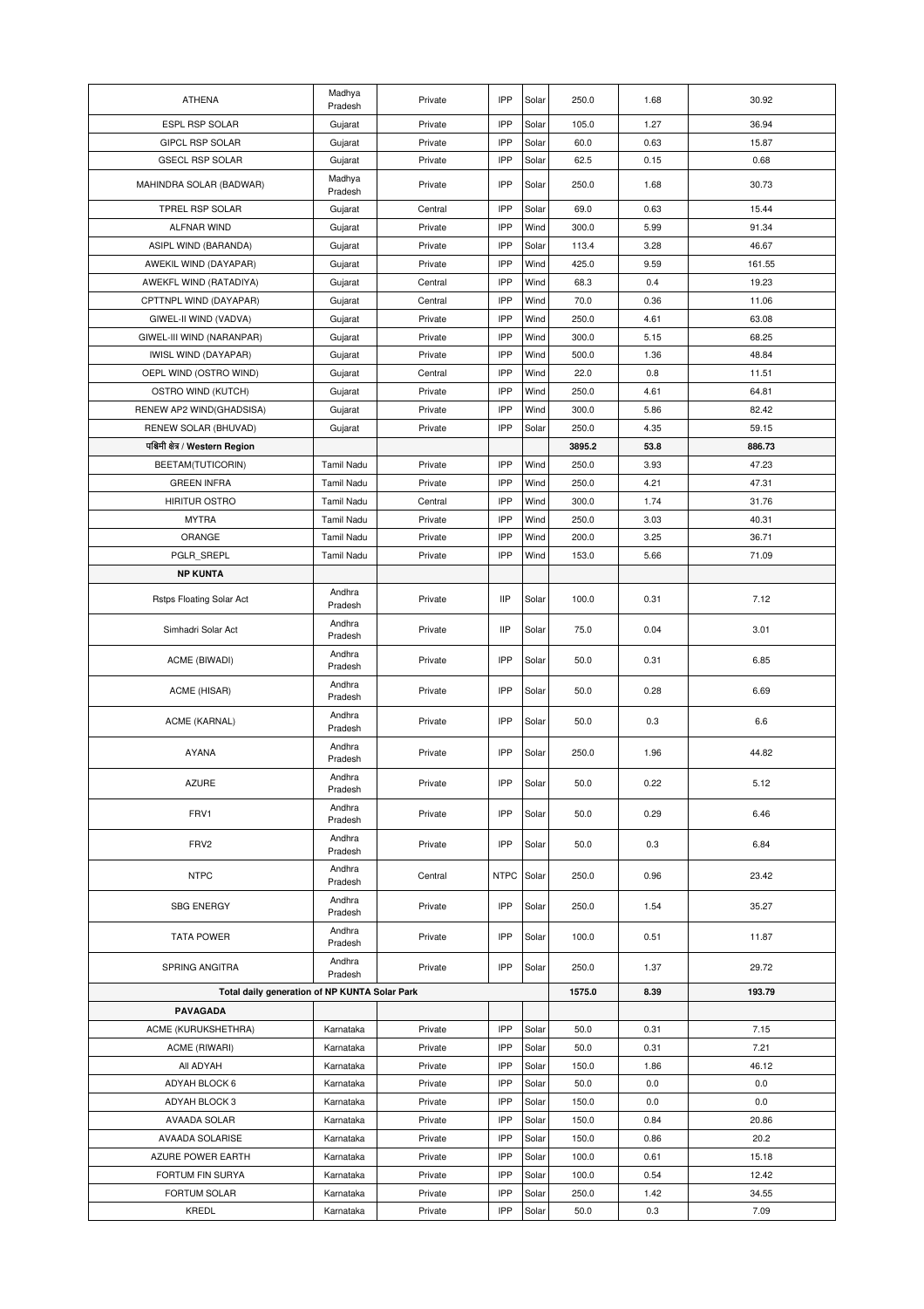| ATHENA | Madhya Pradesh | Private | IPP | Solar | 250.0 | 1.68 | 30.92 |
|---|---|---|---|---|---|---|---|
| ESPL RSP SOLAR | Gujarat | Private | IPP | Solar | 105.0 | 1.27 | 36.94 |
| GIPCL RSP SOLAR | Gujarat | Private | IPP | Solar | 60.0 | 0.63 | 15.87 |
| GSECL RSP SOLAR | Gujarat | Private | IPP | Solar | 62.5 | 0.15 | 0.68 |
| MAHINDRA SOLAR (BADWAR) | Madhya Pradesh | Private | IPP | Solar | 250.0 | 1.68 | 30.73 |
| TPREL RSP SOLAR | Gujarat | Central | IPP | Solar | 69.0 | 0.63 | 15.44 |
| ALFNAR WIND | Gujarat | Private | IPP | Wind | 300.0 | 5.99 | 91.34 |
| ASIPL WIND (BARANDA) | Gujarat | Private | IPP | Solar | 113.4 | 3.28 | 46.67 |
| AWEKIL WIND (DAYAPAR) | Gujarat | Private | IPP | Wind | 425.0 | 9.59 | 161.55 |
| AWEKFL WIND (RATADIYA) | Gujarat | Central | IPP | Wind | 68.3 | 0.4 | 19.23 |
| CPTTNPL WIND (DAYAPAR) | Gujarat | Central | IPP | Wind | 70.0 | 0.36 | 11.06 |
| GIWEL-II WIND (VADVA) | Gujarat | Private | IPP | Wind | 250.0 | 4.61 | 63.08 |
| GIWEL-III WIND (NARANPAR) | Gujarat | Private | IPP | Wind | 300.0 | 5.15 | 68.25 |
| IWISL WIND (DAYAPAR) | Gujarat | Private | IPP | Wind | 500.0 | 1.36 | 48.84 |
| OEPL WIND (OSTRO WIND) | Gujarat | Central | IPP | Wind | 22.0 | 0.8 | 11.51 |
| OSTRO WIND (KUTCH) | Gujarat | Private | IPP | Wind | 250.0 | 4.61 | 64.81 |
| RENEW AP2 WIND(GHADSISA) | Gujarat | Private | IPP | Wind | 300.0 | 5.86 | 82.42 |
| RENEW SOLAR (BHUVAD) | Gujarat | Private | IPP | Solar | 250.0 | 4.35 | 59.15 |
| **पश्चिमी क्षेत्र / Western Region** | | | | | **3895.2** | **53.8** | **886.73** |
| BEETAM(TUTICORIN) | Tamil Nadu | Private | IPP | Wind | 250.0 | 3.93 | 47.23 |
| GREEN INFRA | Tamil Nadu | Private | IPP | Wind | 250.0 | 4.21 | 47.31 |
| HIRITUR OSTRO | Tamil Nadu | Central | IPP | Wind | 300.0 | 1.74 | 31.76 |
| MYTRA | Tamil Nadu | Private | IPP | Wind | 250.0 | 3.03 | 40.31 |
| ORANGE | Tamil Nadu | Private | IPP | Wind | 200.0 | 3.25 | 36.71 |
| PGLR_SREPL | Tamil Nadu | Private | IPP | Wind | 153.0 | 5.66 | 71.09 |
| **NP KUNTA** | | | | | | | |
| Rstps Floating Solar Act | Andhra Pradesh | Private | IIP | Solar | 100.0 | 0.31 | 7.12 |
| Simhadri Solar Act | Andhra Pradesh | Private | IIP | Solar | 75.0 | 0.04 | 3.01 |
| ACME (BIWADI) | Andhra Pradesh | Private | IPP | Solar | 50.0 | 0.31 | 6.85 |
| ACME (HISAR) | Andhra Pradesh | Private | IPP | Solar | 50.0 | 0.28 | 6.69 |
| ACME (KARNAL) | Andhra Pradesh | Private | IPP | Solar | 50.0 | 0.3 | 6.6 |
| AYANA | Andhra Pradesh | Private | IPP | Solar | 250.0 | 1.96 | 44.82 |
| AZURE | Andhra Pradesh | Private | IPP | Solar | 50.0 | 0.22 | 5.12 |
| FRV1 | Andhra Pradesh | Private | IPP | Solar | 50.0 | 0.29 | 6.46 |
| FRV2 | Andhra Pradesh | Private | IPP | Solar | 50.0 | 0.3 | 6.84 |
| NTPC | Andhra Pradesh | Central | NTPC | Solar | 250.0 | 0.96 | 23.42 |
| SBG ENERGY | Andhra Pradesh | Private | IPP | Solar | 250.0 | 1.54 | 35.27 |
| TATA POWER | Andhra Pradesh | Private | IPP | Solar | 100.0 | 0.51 | 11.87 |
| SPRING ANGITRA | Andhra Pradesh | Private | IPP | Solar | 250.0 | 1.37 | 29.72 |
| **Total daily generation of NP KUNTA Solar Park** | | | | | **1575.0** | **8.39** | **193.79** |
| **PAVAGADA** | | | | | | | |
| ACME (KURUKSHETHRA) | Karnataka | Private | IPP | Solar | 50.0 | 0.31 | 7.15 |
| ACME (RIWARI) | Karnataka | Private | IPP | Solar | 50.0 | 0.31 | 7.21 |
| All ADYAH | Karnataka | Private | IPP | Solar | 150.0 | 1.86 | 46.12 |
| ADYAH BLOCK 6 | Karnataka | Private | IPP | Solar | 50.0 | 0.0 | 0.0 |
| ADYAH BLOCK 3 | Karnataka | Private | IPP | Solar | 150.0 | 0.0 | 0.0 |
| AVAADA SOLAR | Karnataka | Private | IPP | Solar | 150.0 | 0.84 | 20.86 |
| AVAADA SOLARISE | Karnataka | Private | IPP | Solar | 150.0 | 0.86 | 20.2 |
| AZURE POWER EARTH | Karnataka | Private | IPP | Solar | 100.0 | 0.61 | 15.18 |
| FORTUM FIN SURYA | Karnataka | Private | IPP | Solar | 100.0 | 0.54 | 12.42 |
| FORTUM SOLAR | Karnataka | Private | IPP | Solar | 250.0 | 1.42 | 34.55 |
| KREDL | Karnataka | Private | IPP | Solar | 50.0 | 0.3 | 7.09 |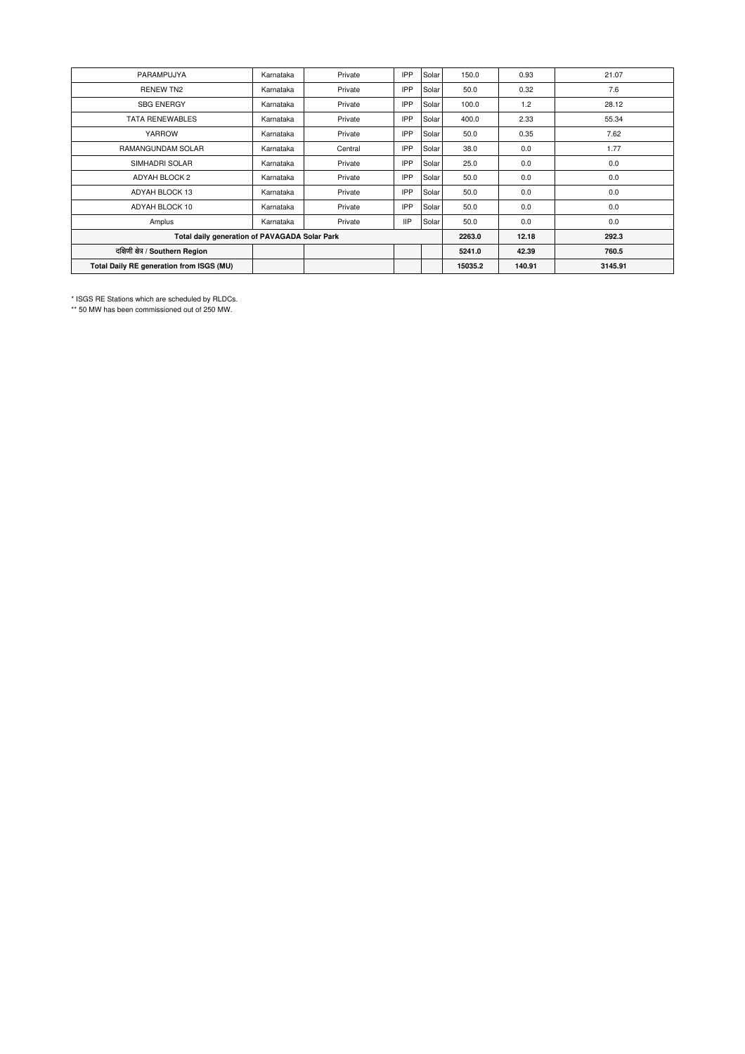| | | | | | | | |
|---|---|---|---|---|---|---|---|
| PARAMPUJYA | Karnataka | Private | IPP | Solar | 150.0 | 0.93 | 21.07 |
| RENEW TN2 | Karnataka | Private | IPP | Solar | 50.0 | 0.32 | 7.6 |
| SBG ENERGY | Karnataka | Private | IPP | Solar | 100.0 | 1.2 | 28.12 |
| TATA RENEWABLES | Karnataka | Private | IPP | Solar | 400.0 | 2.33 | 55.34 |
| YARROW | Karnataka | Private | IPP | Solar | 50.0 | 0.35 | 7.62 |
| RAMANGUNDAM SOLAR | Karnataka | Central | IPP | Solar | 38.0 | 0.0 | 1.77 |
| SIMHADRI SOLAR | Karnataka | Private | IPP | Solar | 25.0 | 0.0 | 0.0 |
| ADYAH BLOCK 2 | Karnataka | Private | IPP | Solar | 50.0 | 0.0 | 0.0 |
| ADYAH BLOCK 13 | Karnataka | Private | IPP | Solar | 50.0 | 0.0 | 0.0 |
| ADYAH BLOCK 10 | Karnataka | Private | IPP | Solar | 50.0 | 0.0 | 0.0 |
| Amplus | Karnataka | Private | IIP | Solar | 50.0 | 0.0 | 0.0 |
| **Total daily generation of PAVAGADA Solar Park** | | | | | **2263.0** | **12.18** | **292.3** |
| **दक्षिणी क्षेत्र / Southern Region** | | | | | **5241.0** | **42.39** | **760.5** |
| **Total Daily RE generation from ISGS (MU)** | | | | | **15035.2** | **140.91** | **3145.91** |

* ISGS RE Stations which are scheduled by RLDCs.

** 50 MW has been commissioned out of 250 MW.